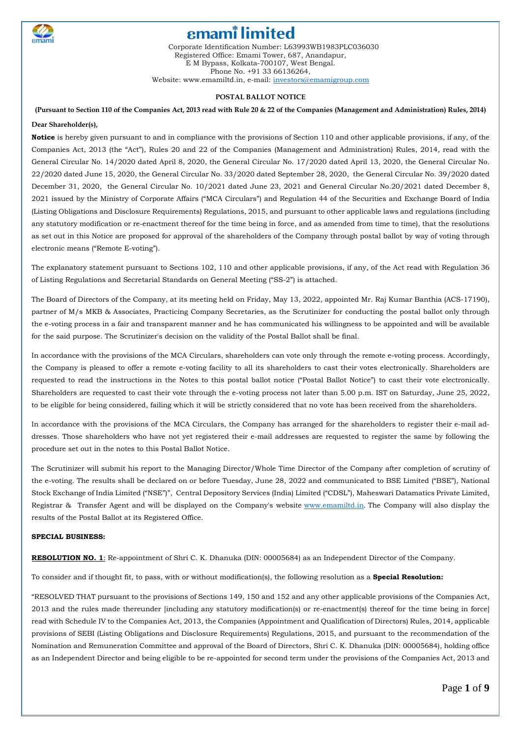# emami limited

Corporate Identification Number: L63993WB1983PLC036030
Registered Office: Emami Tower, 687, Anandapur,
E M Bypass, Kolkata-700107, West Bengal.
Phone No. +91 33 66136264,
Website: www.emamiltd.in, e-mail: investors@emamigroup.com

## POSTAL BALLOT NOTICE

**(Pursuant to Section 110 of the Companies Act, 2013 read with Rule 20 & 22 of the Companies (Management and Administration) Rules, 2014)**

**Dear Shareholder(s),**

**Notice** is hereby given pursuant to and in compliance with the provisions of Section 110 and other applicable provisions, if any, of the Companies Act, 2013 (the "Act"), Rules 20 and 22 of the Companies (Management and Administration) Rules, 2014, read with the General Circular No. 14/2020 dated April 8, 2020, the General Circular No. 17/2020 dated April 13, 2020, the General Circular No. 22/2020 dated June 15, 2020, the General Circular No. 33/2020 dated September 28, 2020, the General Circular No. 39/2020 dated December 31, 2020, the General Circular No. 10/2021 dated June 23, 2021 and General Circular No.20/2021 dated December 8, 2021 issued by the Ministry of Corporate Affairs ("MCA Circulars") and Regulation 44 of the Securities and Exchange Board of India (Listing Obligations and Disclosure Requirements) Regulations, 2015, and pursuant to other applicable laws and regulations (including any statutory modification or re-enactment thereof for the time being in force, and as amended from time to time), that the resolutions as set out in this Notice are proposed for approval of the shareholders of the Company through postal ballot by way of voting through electronic means ("Remote E-voting").

The explanatory statement pursuant to Sections 102, 110 and other applicable provisions, if any, of the Act read with Regulation 36 of Listing Regulations and Secretarial Standards on General Meeting ("SS-2") is attached.

The Board of Directors of the Company, at its meeting held on Friday, May 13, 2022, appointed Mr. Raj Kumar Banthia (ACS-17190), partner of M/s MKB & Associates, Practicing Company Secretaries, as the Scrutinizer for conducting the postal ballot only through the e-voting process in a fair and transparent manner and he has communicated his willingness to be appointed and will be available for the said purpose. The Scrutinizer's decision on the validity of the Postal Ballot shall be final.

In accordance with the provisions of the MCA Circulars, shareholders can vote only through the remote e-voting process. Accordingly, the Company is pleased to offer a remote e-voting facility to all its shareholders to cast their votes electronically. Shareholders are requested to read the instructions in the Notes to this postal ballot notice ("Postal Ballot Notice") to cast their vote electronically. Shareholders are requested to cast their vote through the e-voting process not later than 5.00 p.m. IST on Saturday, June 25, 2022, to be eligible for being considered, failing which it will be strictly considered that no vote has been received from the shareholders.

In accordance with the provisions of the MCA Circulars, the Company has arranged for the shareholders to register their e-mail addresses. Those shareholders who have not yet registered their e-mail addresses are requested to register the same by following the procedure set out in the notes to this Postal Ballot Notice.

The Scrutinizer will submit his report to the Managing Director/Whole Time Director of the Company after completion of scrutiny of the e-voting. The results shall be declared on or before Tuesday, June 28, 2022 and communicated to BSE Limited ("BSE"), National Stock Exchange of India Limited ("NSE")", Central Depository Services (India) Limited ("CDSL"), Maheswari Datamatics Private Limited, Registrar & Transfer Agent and will be displayed on the Company's website www.emamiltd.in. The Company will also display the results of the Postal Ballot at its Registered Office.

**SPECIAL BUSINESS:**

**RESOLUTION NO. 1**: Re-appointment of Shri C. K. Dhanuka (DIN: 00005684) as an Independent Director of the Company.

To consider and if thought fit, to pass, with or without modification(s), the following resolution as a **Special Resolution:**

"RESOLVED THAT pursuant to the provisions of Sections 149, 150 and 152 and any other applicable provisions of the Companies Act, 2013 and the rules made thereunder [including any statutory modification(s) or re-enactment(s) thereof for the time being in force] read with Schedule IV to the Companies Act, 2013, the Companies (Appointment and Qualification of Directors) Rules, 2014, applicable provisions of SEBI (Listing Obligations and Disclosure Requirements) Regulations, 2015, and pursuant to the recommendation of the Nomination and Remuneration Committee and approval of the Board of Directors, Shri C. K. Dhanuka (DIN: 00005684), holding office as an Independent Director and being eligible to be re-appointed for second term under the provisions of the Companies Act, 2013 and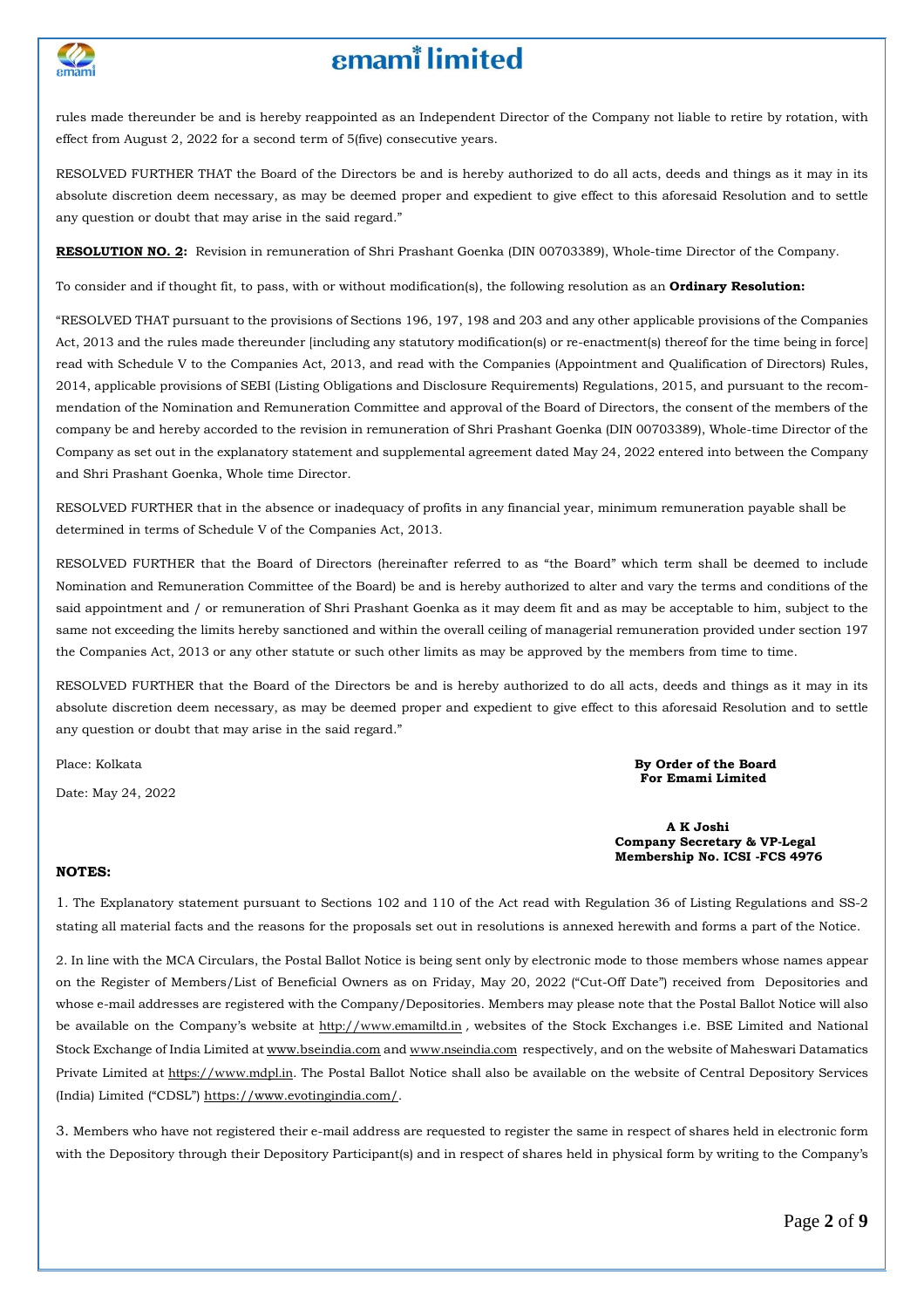rules made thereunder be and is hereby reappointed as an Independent Director of the Company not liable to retire by rotation, with effect from August 2, 2022 for a second term of 5(five) consecutive years.

RESOLVED FURTHER THAT the Board of the Directors be and is hereby authorized to do all acts, deeds and things as it may in its absolute discretion deem necessary, as may be deemed proper and expedient to give effect to this aforesaid Resolution and to settle any question or doubt that may arise in the said regard."

**RESOLUTION NO. 2:** Revision in remuneration of Shri Prashant Goenka (DIN 00703389), Whole-time Director of the Company.

To consider and if thought fit, to pass, with or without modification(s), the following resolution as an **Ordinary Resolution:**

"RESOLVED THAT pursuant to the provisions of Sections 196, 197, 198 and 203 and any other applicable provisions of the Companies Act, 2013 and the rules made thereunder [including any statutory modification(s) or re-enactment(s) thereof for the time being in force] read with Schedule V to the Companies Act, 2013, and read with the Companies (Appointment and Qualification of Directors) Rules, 2014, applicable provisions of SEBI (Listing Obligations and Disclosure Requirements) Regulations, 2015, and pursuant to the recommendation of the Nomination and Remuneration Committee and approval of the Board of Directors, the consent of the members of the company be and hereby accorded to the revision in remuneration of Shri Prashant Goenka (DIN 00703389), Whole-time Director of the Company as set out in the explanatory statement and supplemental agreement dated May 24, 2022 entered into between the Company and Shri Prashant Goenka, Whole time Director.

RESOLVED FURTHER that in the absence or inadequacy of profits in any financial year, minimum remuneration payable shall be determined in terms of Schedule V of the Companies Act, 2013.

RESOLVED FURTHER that the Board of Directors (hereinafter referred to as "the Board" which term shall be deemed to include Nomination and Remuneration Committee of the Board) be and is hereby authorized to alter and vary the terms and conditions of the said appointment and / or remuneration of Shri Prashant Goenka as it may deem fit and as may be acceptable to him, subject to the same not exceeding the limits hereby sanctioned and within the overall ceiling of managerial remuneration provided under section 197 the Companies Act, 2013 or any other statute or such other limits as may be approved by the members from time to time.

RESOLVED FURTHER that the Board of the Directors be and is hereby authorized to do all acts, deeds and things as it may in its absolute discretion deem necessary, as may be deemed proper and expedient to give effect to this aforesaid Resolution and to settle any question or doubt that may arise in the said regard."

Place: Kolkata

Date: May 24, 2022

**By Order of the Board**
**For Emami Limited**

**A K Joshi**
**Company Secretary & VP-Legal**
**Membership No. ICSI -FCS 4976**

**NOTES:**

1. The Explanatory statement pursuant to Sections 102 and 110 of the Act read with Regulation 36 of Listing Regulations and SS-2 stating all material facts and the reasons for the proposals set out in resolutions is annexed herewith and forms a part of the Notice.

2. In line with the MCA Circulars, the Postal Ballot Notice is being sent only by electronic mode to those members whose names appear on the Register of Members/List of Beneficial Owners as on Friday, May 20, 2022 ("Cut-Off Date") received from Depositories and whose e-mail addresses are registered with the Company/Depositories. Members may please note that the Postal Ballot Notice will also be available on the Company's website at http://www.emamiltd.in , websites of the Stock Exchanges i.e. BSE Limited and National Stock Exchange of India Limited at www.bseindia.com and www.nseindia.com respectively, and on the website of Maheswari Datamatics Private Limited at https://www.mdpl.in. The Postal Ballot Notice shall also be available on the website of Central Depository Services (India) Limited ("CDSL") https://www.evotingindia.com/.

3. Members who have not registered their e-mail address are requested to register the same in respect of shares held in electronic form with the Depository through their Depository Participant(s) and in respect of shares held in physical form by writing to the Company's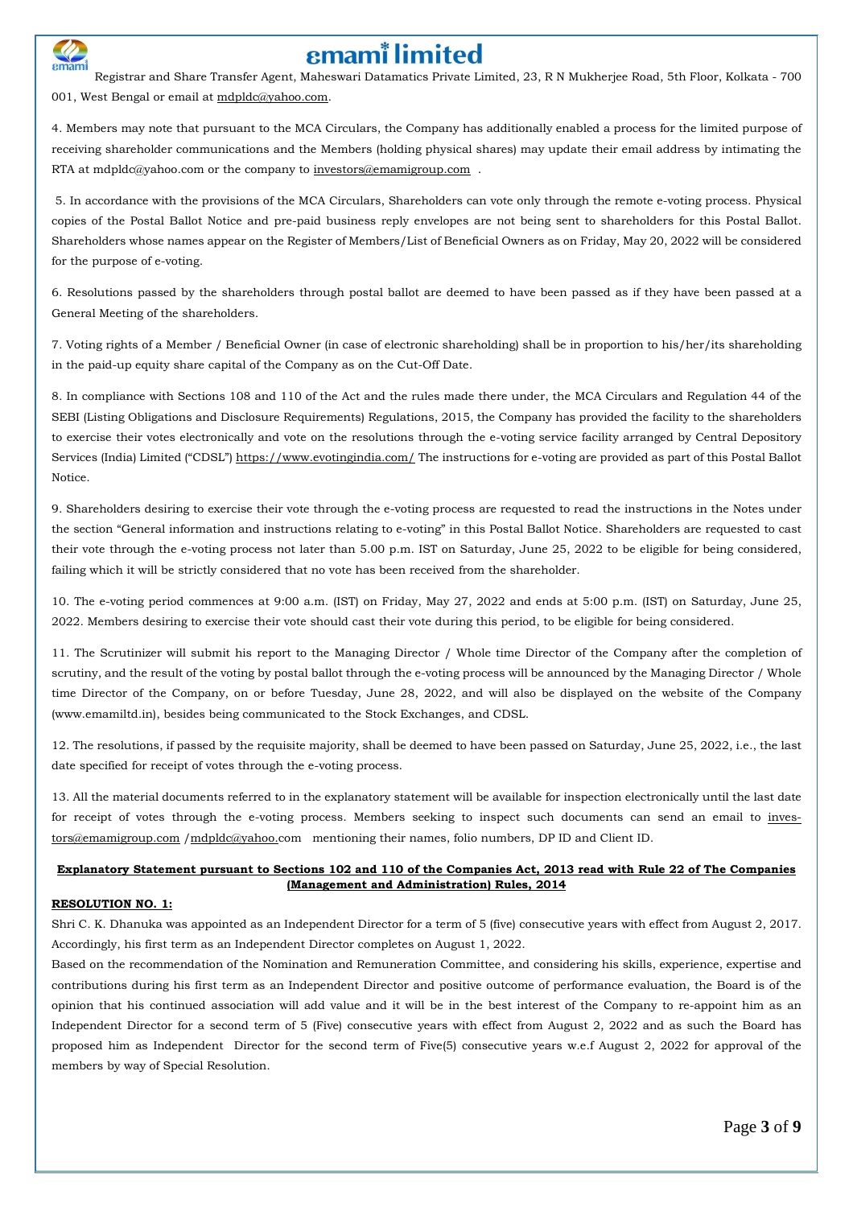Registrar and Share Transfer Agent, Maheswari Datamatics Private Limited, 23, R N Mukherjee Road, 5th Floor, Kolkata - 700 001, West Bengal or email at mdpldc@yahoo.com.

4. Members may note that pursuant to the MCA Circulars, the Company has additionally enabled a process for the limited purpose of receiving shareholder communications and the Members (holding physical shares) may update their email address by intimating the RTA at mdpldc@yahoo.com or the company to investors@emamigroup.com .

5. In accordance with the provisions of the MCA Circulars, Shareholders can vote only through the remote e-voting process. Physical copies of the Postal Ballot Notice and pre-paid business reply envelopes are not being sent to shareholders for this Postal Ballot. Shareholders whose names appear on the Register of Members/List of Beneficial Owners as on Friday, May 20, 2022 will be considered for the purpose of e-voting.

6. Resolutions passed by the shareholders through postal ballot are deemed to have been passed as if they have been passed at a General Meeting of the shareholders.

7. Voting rights of a Member / Beneficial Owner (in case of electronic shareholding) shall be in proportion to his/her/its shareholding in the paid-up equity share capital of the Company as on the Cut-Off Date.

8. In compliance with Sections 108 and 110 of the Act and the rules made there under, the MCA Circulars and Regulation 44 of the SEBI (Listing Obligations and Disclosure Requirements) Regulations, 2015, the Company has provided the facility to the shareholders to exercise their votes electronically and vote on the resolutions through the e-voting service facility arranged by Central Depository Services (India) Limited ("CDSL") https://www.evotingindia.com/ The instructions for e-voting are provided as part of this Postal Ballot Notice.

9. Shareholders desiring to exercise their vote through the e-voting process are requested to read the instructions in the Notes under the section "General information and instructions relating to e-voting" in this Postal Ballot Notice. Shareholders are requested to cast their vote through the e-voting process not later than 5.00 p.m. IST on Saturday, June 25, 2022 to be eligible for being considered, failing which it will be strictly considered that no vote has been received from the shareholder.

10. The e-voting period commences at 9:00 a.m. (IST) on Friday, May 27, 2022 and ends at 5:00 p.m. (IST) on Saturday, June 25, 2022. Members desiring to exercise their vote should cast their vote during this period, to be eligible for being considered.

11. The Scrutinizer will submit his report to the Managing Director / Whole time Director of the Company after the completion of scrutiny, and the result of the voting by postal ballot through the e-voting process will be announced by the Managing Director / Whole time Director of the Company, on or before Tuesday, June 28, 2022, and will also be displayed on the website of the Company (www.emamiltd.in), besides being communicated to the Stock Exchanges, and CDSL.

12. The resolutions, if passed by the requisite majority, shall be deemed to have been passed on Saturday, June 25, 2022, i.e., the last date specified for receipt of votes through the e-voting process.

13. All the material documents referred to in the explanatory statement will be available for inspection electronically until the last date for receipt of votes through the e-voting process. Members seeking to inspect such documents can send an email to investors@emamigroup.com /mdpldc@yahoo.com mentioning their names, folio numbers, DP ID and Client ID.

**Explanatory Statement pursuant to Sections 102 and 110 of the Companies Act, 2013 read with Rule 22 of The Companies (Management and Administration) Rules, 2014**

**RESOLUTION NO. 1:**

Shri C. K. Dhanuka was appointed as an Independent Director for a term of 5 (five) consecutive years with effect from August 2, 2017. Accordingly, his first term as an Independent Director completes on August 1, 2022.

Based on the recommendation of the Nomination and Remuneration Committee, and considering his skills, experience, expertise and contributions during his first term as an Independent Director and positive outcome of performance evaluation, the Board is of the opinion that his continued association will add value and it will be in the best interest of the Company to re-appoint him as an Independent Director for a second term of 5 (Five) consecutive years with effect from August 2, 2022 and as such the Board has proposed him as Independent Director for the second term of Five(5) consecutive years w.e.f August 2, 2022 for approval of the members by way of Special Resolution.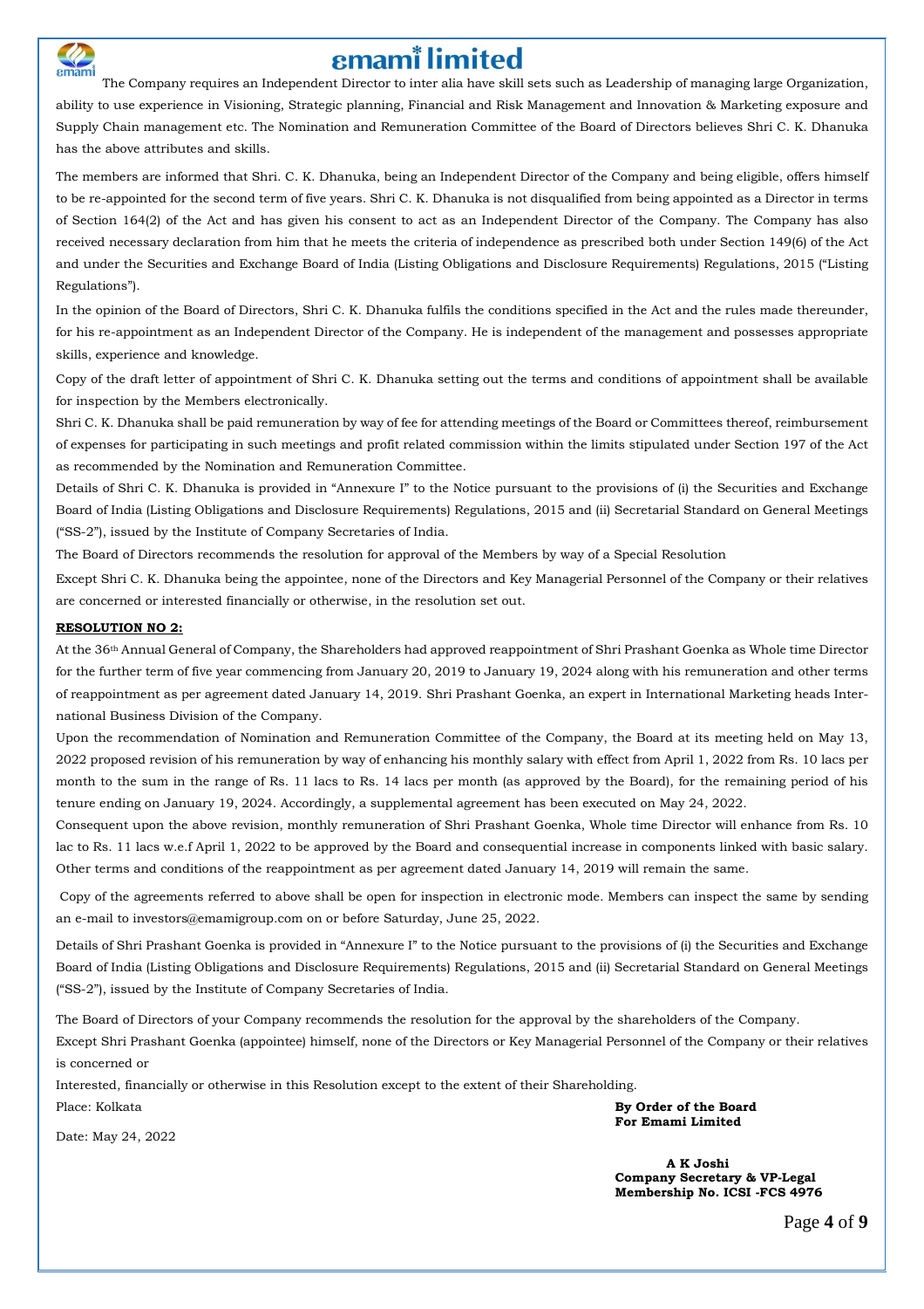The Company requires an Independent Director to inter alia have skill sets such as Leadership of managing large Organization, ability to use experience in Visioning, Strategic planning, Financial and Risk Management and Innovation & Marketing exposure and Supply Chain management etc. The Nomination and Remuneration Committee of the Board of Directors believes Shri C. K. Dhanuka has the above attributes and skills.

The members are informed that Shri. C. K. Dhanuka, being an Independent Director of the Company and being eligible, offers himself to be re-appointed for the second term of five years. Shri C. K. Dhanuka is not disqualified from being appointed as a Director in terms of Section 164(2) of the Act and has given his consent to act as an Independent Director of the Company. The Company has also received necessary declaration from him that he meets the criteria of independence as prescribed both under Section 149(6) of the Act and under the Securities and Exchange Board of India (Listing Obligations and Disclosure Requirements) Regulations, 2015 ("Listing Regulations").

In the opinion of the Board of Directors, Shri C. K. Dhanuka fulfils the conditions specified in the Act and the rules made thereunder, for his re-appointment as an Independent Director of the Company. He is independent of the management and possesses appropriate skills, experience and knowledge.

Copy of the draft letter of appointment of Shri C. K. Dhanuka setting out the terms and conditions of appointment shall be available for inspection by the Members electronically.

Shri C. K. Dhanuka shall be paid remuneration by way of fee for attending meetings of the Board or Committees thereof, reimbursement of expenses for participating in such meetings and profit related commission within the limits stipulated under Section 197 of the Act as recommended by the Nomination and Remuneration Committee.

Details of Shri C. K. Dhanuka is provided in "Annexure I" to the Notice pursuant to the provisions of (i) the Securities and Exchange Board of India (Listing Obligations and Disclosure Requirements) Regulations, 2015 and (ii) Secretarial Standard on General Meetings ("SS-2"), issued by the Institute of Company Secretaries of India.

The Board of Directors recommends the resolution for approval of the Members by way of a Special Resolution

Except Shri C. K. Dhanuka being the appointee, none of the Directors and Key Managerial Personnel of the Company or their relatives are concerned or interested financially or otherwise, in the resolution set out.

**RESOLUTION NO 2:**

At the 36th Annual General of Company, the Shareholders had approved reappointment of Shri Prashant Goenka as Whole time Director for the further term of five year commencing from January 20, 2019 to January 19, 2024 along with his remuneration and other terms of reappointment as per agreement dated January 14, 2019. Shri Prashant Goenka, an expert in International Marketing heads International Business Division of the Company.

Upon the recommendation of Nomination and Remuneration Committee of the Company, the Board at its meeting held on May 13, 2022 proposed revision of his remuneration by way of enhancing his monthly salary with effect from April 1, 2022 from Rs. 10 lacs per month to the sum in the range of Rs. 11 lacs to Rs. 14 lacs per month (as approved by the Board), for the remaining period of his tenure ending on January 19, 2024. Accordingly, a supplemental agreement has been executed on May 24, 2022.

Consequent upon the above revision, monthly remuneration of Shri Prashant Goenka, Whole time Director will enhance from Rs. 10 lac to Rs. 11 lacs w.e.f April 1, 2022 to be approved by the Board and consequential increase in components linked with basic salary. Other terms and conditions of the reappointment as per agreement dated January 14, 2019 will remain the same.

Copy of the agreements referred to above shall be open for inspection in electronic mode. Members can inspect the same by sending an e-mail to investors@emamigroup.com on or before Saturday, June 25, 2022.

Details of Shri Prashant Goenka is provided in "Annexure I" to the Notice pursuant to the provisions of (i) the Securities and Exchange Board of India (Listing Obligations and Disclosure Requirements) Regulations, 2015 and (ii) Secretarial Standard on General Meetings ("SS-2"), issued by the Institute of Company Secretaries of India.

The Board of Directors of your Company recommends the resolution for the approval by the shareholders of the Company.

Except Shri Prashant Goenka (appointee) himself, none of the Directors or Key Managerial Personnel of the Company or their relatives is concerned or

Interested, financially or otherwise in this Resolution except to the extent of their Shareholding.

Place: Kolkata

Date: May 24, 2022

**By Order of the Board**
**For Emami Limited**

**A K Joshi**
**Company Secretary & VP-Legal**
**Membership No. ICSI -FCS 4976**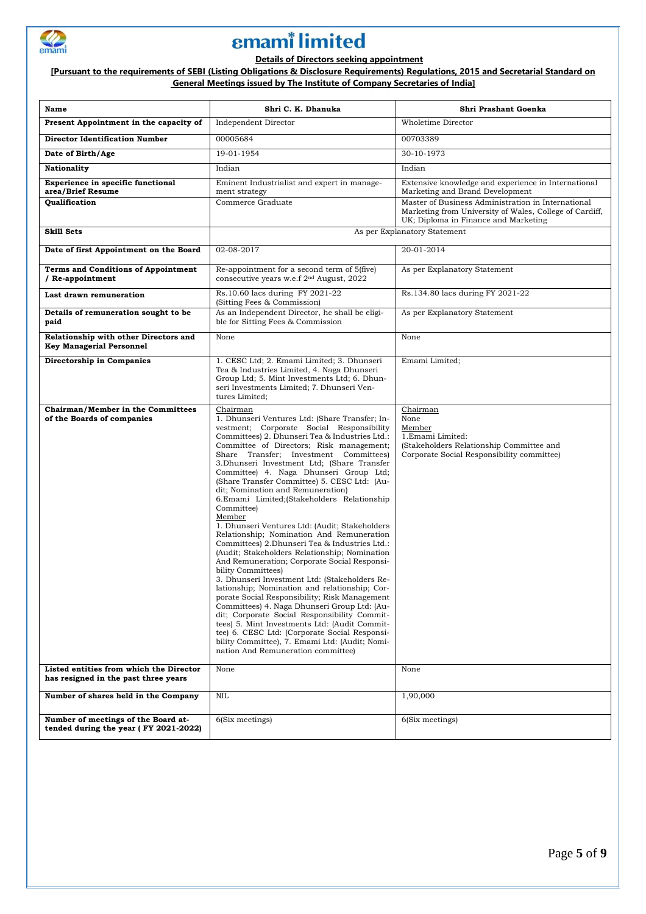# emami limited

**Details of Directors seeking appointment**

**[Pursuant to the requirements of SEBI (Listing Obligations & Disclosure Requirements) Regulations, 2015 and Secretarial Standard on General Meetings issued by The Institute of Company Secretaries of India]**

| Name | Shri C. K. Dhanuka | Shri Prashant Goenka |
|---|---|---|
| **Present Appointment in the capacity of** | Independent Director | Wholetime Director |
| **Director Identification Number** | 00005684 | 00703389 |
| **Date of Birth/Age** | 19-01-1954 | 30-10-1973 |
| **Nationality** | Indian | Indian |
| **Experience in specific functional area/Brief Resume** | Eminent Industrialist and expert in management strategy | Extensive knowledge and experience in International Marketing and Brand Development |
| **Qualification** | Commerce Graduate | Master of Business Administration in International Marketing from University of Wales, College of Cardiff, UK; Diploma in Finance and Marketing |
| **Skill Sets** | As per Explanatory Statement | |
| **Date of first Appointment on the Board** | 02-08-2017 | 20-01-2014 |
| **Terms and Conditions of Appointment / Re-appointment** | Re-appointment for a second term of 5(five) consecutive years w.e.f 2nd August, 2022 | As per Explanatory Statement |
| **Last drawn remuneration** | Rs.10.60 lacs during FY 2021-22 (Sitting Fees & Commission) | Rs.134.80 lacs during FY 2021-22 |
| **Details of remuneration sought to be paid** | As an Independent Director, he shall be eligible for Sitting Fees & Commission | As per Explanatory Statement |
| **Relationship with other Directors and Key Managerial Personnel** | None | None |
| **Directorship in Companies** | 1. CESC Ltd; 2. Emami Limited; 3. Dhunseri Tea & Industries Limited, 4. Naga Dhunseri Group Ltd; 5. Mint Investments Ltd; 6. Dhunseri Investments Limited; 7. Dhunseri Ventures Limited; | Emami Limited; |
| **Chairman/Member in the Committees of the Boards of companies** | Chairman<br>1. Dhunseri Ventures Ltd: (Share Transfer; Investment; Corporate Social Responsibility Committees) 2. Dhunseri Tea & Industries Ltd.: Committee of Directors; Risk management; Share Transfer; Investment Committees) 3.Dhunseri Investment Ltd; (Share Transfer Committee) 4. Naga Dhunseri Group Ltd; (Share Transfer Committee) 5. CESC Ltd: (Audit; Nomination and Remuneration) 6.Emami Limited;(Stakeholders Relationship Committee)<br>Member<br>1. Dhunseri Ventures Ltd: (Audit; Stakeholders Relationship; Nomination And Remuneration Committees) 2.Dhunseri Tea & Industries Ltd.: (Audit; Stakeholders Relationship; Nomination And Remuneration; Corporate Social Responsibility Committees)<br>3. Dhunseri Investment Ltd: (Stakeholders Relationship; Nomination and relationship; Corporate Social Responsibility; Risk Management Committees) 4. Naga Dhunseri Group Ltd: (Audit; Corporate Social Responsibility Committees) 5. Mint Investments Ltd: (Audit Committee) 6. CESC Ltd: (Corporate Social Responsibility Committee), 7. Emami Ltd: (Audit; Nomination And Remuneration committee) | Chairman<br>None<br>Member<br>1.Emami Limited:<br>(Stakeholders Relationship Committee and Corporate Social Responsibility committee) |
| **Listed entities from which the Director has resigned in the past three years** | None | None |
| **Number of shares held in the Company** | NIL | 1,90,000 |
| **Number of meetings of the Board attended during the year ( FY 2021-2022)** | 6(Six meetings) | 6(Six meetings) |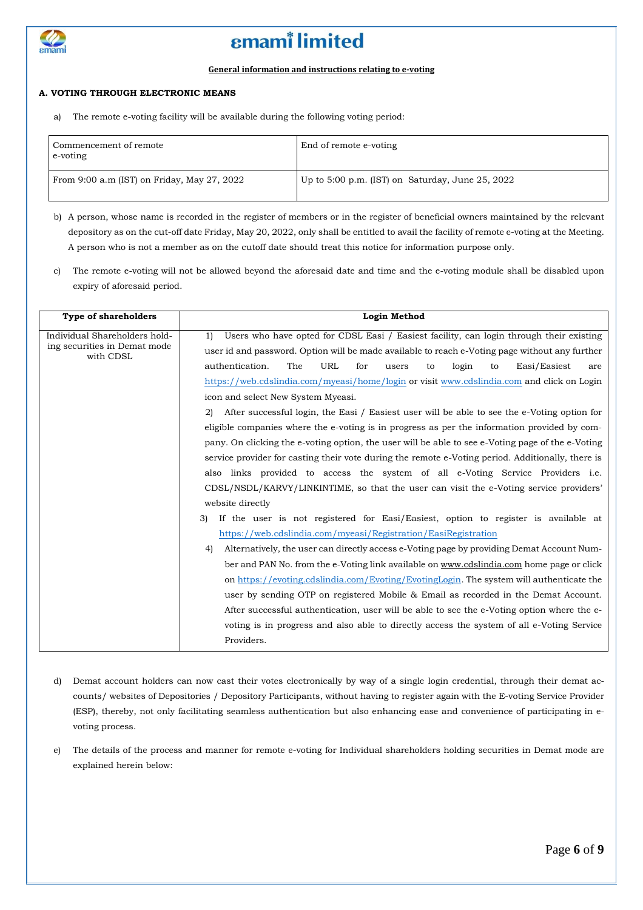# emami limited

**General information and instructions relating to e-voting**

**A. VOTING THROUGH ELECTRONIC MEANS**

a) The remote e-voting facility will be available during the following voting period:

| Commencement of remote e-voting | End of remote e-voting |
|---|---|
| From 9:00 a.m (IST) on Friday, May 27, 2022 | Up to 5:00 p.m. (IST) on Saturday, June 25, 2022 |

b) A person, whose name is recorded in the register of members or in the register of beneficial owners maintained by the relevant depository as on the cut-off date Friday, May 20, 2022, only shall be entitled to avail the facility of remote e-voting at the Meeting. A person who is not a member as on the cutoff date should treat this notice for information purpose only.

c) The remote e-voting will not be allowed beyond the aforesaid date and time and the e-voting module shall be disabled upon expiry of aforesaid period.

| Type of shareholders | Login Method |
|---|---|
| Individual Shareholders holding securities in Demat mode with CDSL | 1) Users who have opted for CDSL Easi / Easiest facility, can login through their existing user id and password. Option will be made available to reach e-Voting page without any further authentication. The URL for users to login to Easi/Easiest are https://web.cdslindia.com/myeasi/home/login or visit www.cdslindia.com and click on Login icon and select New System Myeasi.<br>2) After successful login, the Easi / Easiest user will be able to see the e-Voting option for eligible companies where the e-voting is in progress as per the information provided by company. On clicking the e-voting option, the user will be able to see e-Voting page of the e-Voting service provider for casting their vote during the remote e-Voting period. Additionally, there is also links provided to access the system of all e-Voting Service Providers i.e. CDSL/NSDL/KARVY/LINKINTIME, so that the user can visit the e-Voting service providers' website directly<br>3) If the user is not registered for Easi/Easiest, option to register is available at https://web.cdslindia.com/myeasi/Registration/EasiRegistration<br>4) Alternatively, the user can directly access e-Voting page by providing Demat Account Number and PAN No. from the e-Voting link available on www.cdslindia.com home page or click on https://evoting.cdslindia.com/Evoting/EvotingLogin. The system will authenticate the user by sending OTP on registered Mobile & Email as recorded in the Demat Account. After successful authentication, user will be able to see the e-Voting option where the e-voting is in progress and also able to directly access the system of all e-Voting Service Providers. |

d) Demat account holders can now cast their votes electronically by way of a single login credential, through their demat accounts/ websites of Depositories / Depository Participants, without having to register again with the E-voting Service Provider (ESP), thereby, not only facilitating seamless authentication but also enhancing ease and convenience of participating in e-voting process.

e) The details of the process and manner for remote e-voting for Individual shareholders holding securities in Demat mode are explained herein below: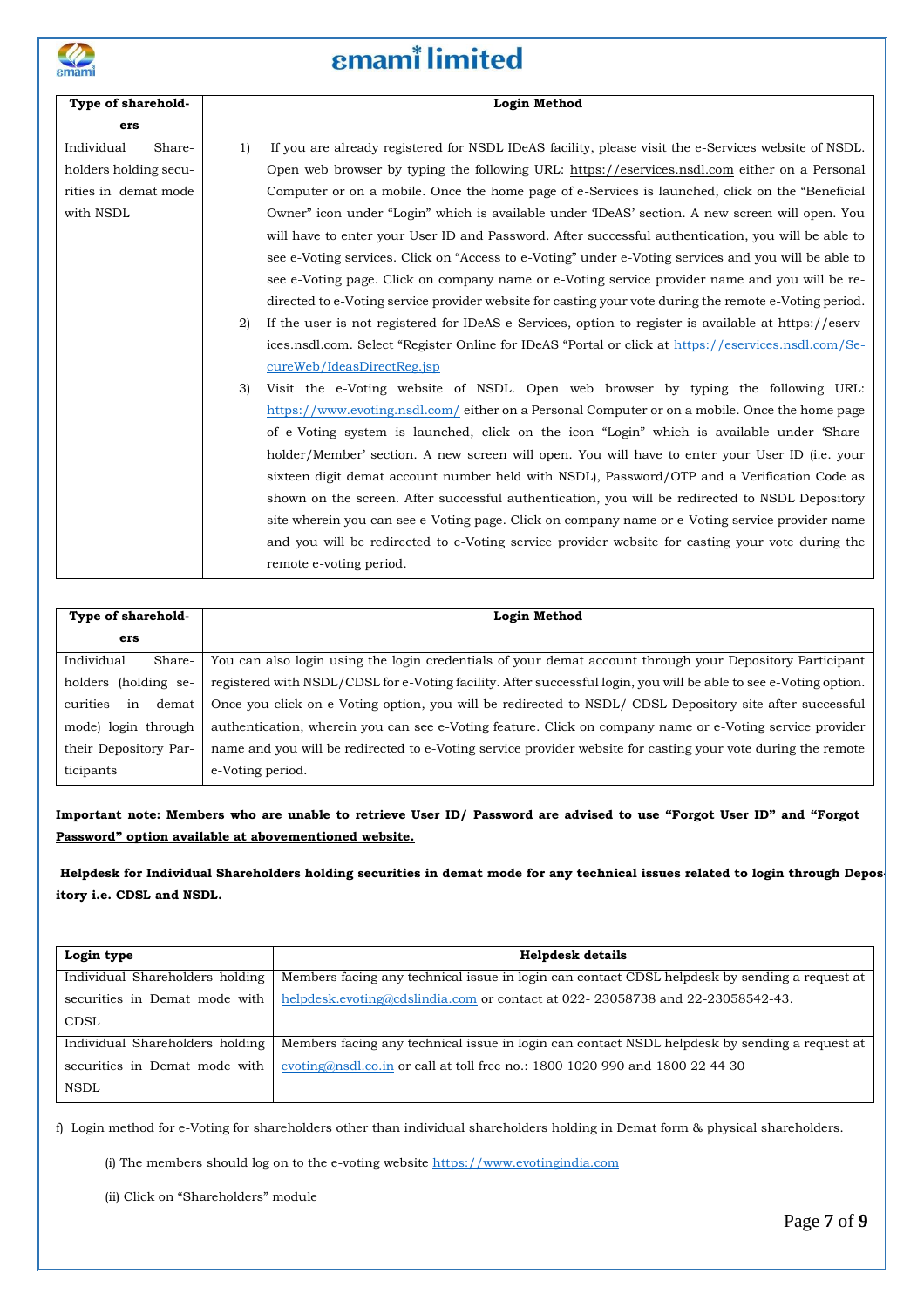| Type of shareholders | Login Method |
|---|---|
| Individual Shareholders holding securities in demat mode with NSDL | 1) If you are already registered for NSDL IDeAS facility, please visit the e-Services website of NSDL. Open web browser by typing the following URL: https://eservices.nsdl.com either on a Personal Computer or on a mobile. Once the home page of e-Services is launched, click on the "Beneficial Owner" icon under "Login" which is available under 'IDeAS' section. A new screen will open. You will have to enter your User ID and Password. After successful authentication, you will be able to see e-Voting services. Click on "Access to e-Voting" under e-Voting services and you will be able to see e-Voting page. Click on company name or e-Voting service provider name and you will be re-directed to e-Voting service provider website for casting your vote during the remote e-Voting period.<br>2) If the user is not registered for IDeAS e-Services, option to register is available at https://eservices.nsdl.com. Select "Register Online for IDeAS "Portal or click at https://eservices.nsdl.com/SecureWeb/IdeasDirectReg.jsp<br>3) Visit the e-Voting website of NSDL. Open web browser by typing the following URL: https://www.evoting.nsdl.com/ either on a Personal Computer or on a mobile. Once the home page of e-Voting system is launched, click on the icon "Login" which is available under 'Shareholder/Member' section. A new screen will open. You will have to enter your User ID (i.e. your sixteen digit demat account number held with NSDL), Password/OTP and a Verification Code as shown on the screen. After successful authentication, you will be redirected to NSDL Depository site wherein you can see e-Voting page. Click on company name or e-Voting service provider name and you will be redirected to e-Voting service provider website for casting your vote during the remote e-voting period. |

| Type of shareholders | Login Method |
|---|---|
| Individual Shareholders (holding securities in demat mode) login through their Depository Participants | You can also login using the login credentials of your demat account through your Depository Participant registered with NSDL/CDSL for e-Voting facility. After successful login, you will be able to see e-Voting option. Once you click on e-Voting option, you will be redirected to NSDL/ CDSL Depository site after successful authentication, wherein you can see e-Voting feature. Click on company name or e-Voting service provider name and you will be redirected to e-Voting service provider website for casting your vote during the remote e-Voting period. |

**Important note: Members who are unable to retrieve User ID/ Password are advised to use "Forgot User ID" and "Forgot Password" option available at abovementioned website.**

**Helpdesk for Individual Shareholders holding securities in demat mode for any technical issues related to login through Depository i.e. CDSL and NSDL.**

| Login type | Helpdesk details |
|---|---|
| Individual Shareholders holding securities in Demat mode with CDSL | Members facing any technical issue in login can contact CDSL helpdesk by sending a request at helpdesk.evoting@cdslindia.com or contact at 022- 23058738 and 22-23058542-43. |
| Individual Shareholders holding securities in Demat mode with NSDL | Members facing any technical issue in login can contact NSDL helpdesk by sending a request at evoting@nsdl.co.in or call at toll free no.: 1800 1020 990 and 1800 22 44 30 |

f) Login method for e-Voting for shareholders other than individual shareholders holding in Demat form & physical shareholders.

(i) The members should log on to the e-voting website https://www.evotingindia.com

(ii) Click on "Shareholders" module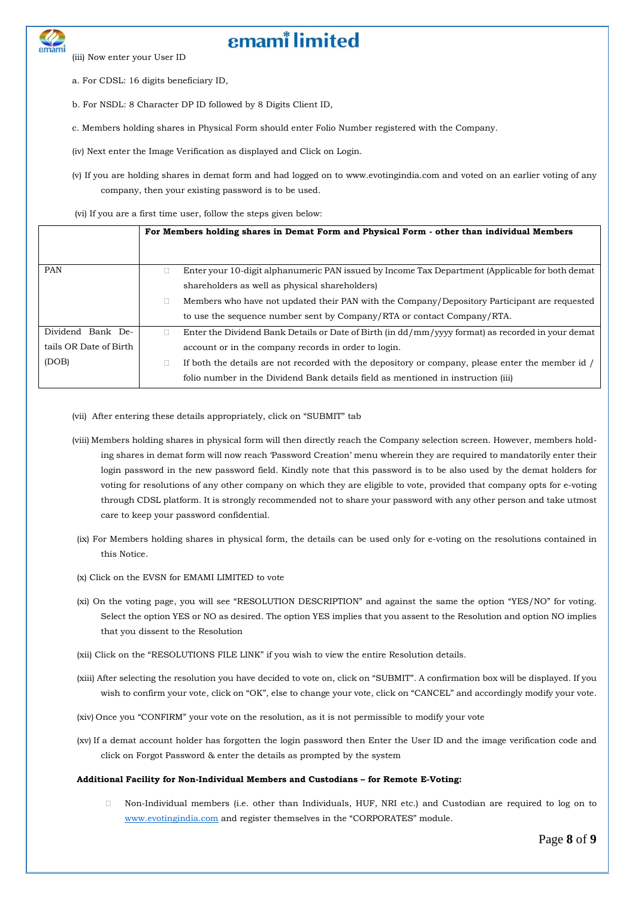(iii) Now enter your User ID

a. For CDSL: 16 digits beneficiary ID,

b. For NSDL: 8 Character DP ID followed by 8 Digits Client ID,

c. Members holding shares in Physical Form should enter Folio Number registered with the Company.

(iv) Next enter the Image Verification as displayed and Click on Login.

(v) If you are holding shares in demat form and had logged on to www.evotingindia.com and voted on an earlier voting of any company, then your existing password is to be used.

(vi) If you are a first time user, follow the steps given below:

| | **For Members holding shares in Demat Form and Physical Form - other than individual Members** |
|---|---|
| PAN | - Enter your 10-digit alphanumeric PAN issued by Income Tax Department (Applicable for both demat shareholders as well as physical shareholders)<br>- Members who have not updated their PAN with the Company/Depository Participant are requested to use the sequence number sent by Company/RTA or contact Company/RTA. |
| Dividend Bank Details OR Date of Birth (DOB) | - Enter the Dividend Bank Details or Date of Birth (in dd/mm/yyyy format) as recorded in your demat account or in the company records in order to login.<br>- If both the details are not recorded with the depository or company, please enter the member id / folio number in the Dividend Bank details field as mentioned in instruction (iii) |

(vii) After entering these details appropriately, click on "SUBMIT" tab

(viii) Members holding shares in physical form will then directly reach the Company selection screen. However, members holding shares in demat form will now reach 'Password Creation' menu wherein they are required to mandatorily enter their login password in the new password field. Kindly note that this password is to be also used by the demat holders for voting for resolutions of any other company on which they are eligible to vote, provided that company opts for e-voting through CDSL platform. It is strongly recommended not to share your password with any other person and take utmost care to keep your password confidential.

(ix) For Members holding shares in physical form, the details can be used only for e-voting on the resolutions contained in this Notice.

(x) Click on the EVSN for EMAMI LIMITED to vote

(xi) On the voting page, you will see "RESOLUTION DESCRIPTION" and against the same the option "YES/NO" for voting. Select the option YES or NO as desired. The option YES implies that you assent to the Resolution and option NO implies that you dissent to the Resolution

(xii) Click on the "RESOLUTIONS FILE LINK" if you wish to view the entire Resolution details.

(xiii) After selecting the resolution you have decided to vote on, click on "SUBMIT". A confirmation box will be displayed. If you wish to confirm your vote, click on "OK", else to change your vote, click on "CANCEL" and accordingly modify your vote.

(xiv) Once you "CONFIRM" your vote on the resolution, as it is not permissible to modify your vote

(xv) If a demat account holder has forgotten the login password then Enter the User ID and the image verification code and click on Forgot Password & enter the details as prompted by the system

**Additional Facility for Non-Individual Members and Custodians – for Remote E-Voting:**

- Non-Individual members (i.e. other than Individuals, HUF, NRI etc.) and Custodian are required to log on to www.evotingindia.com and register themselves in the "CORPORATES" module.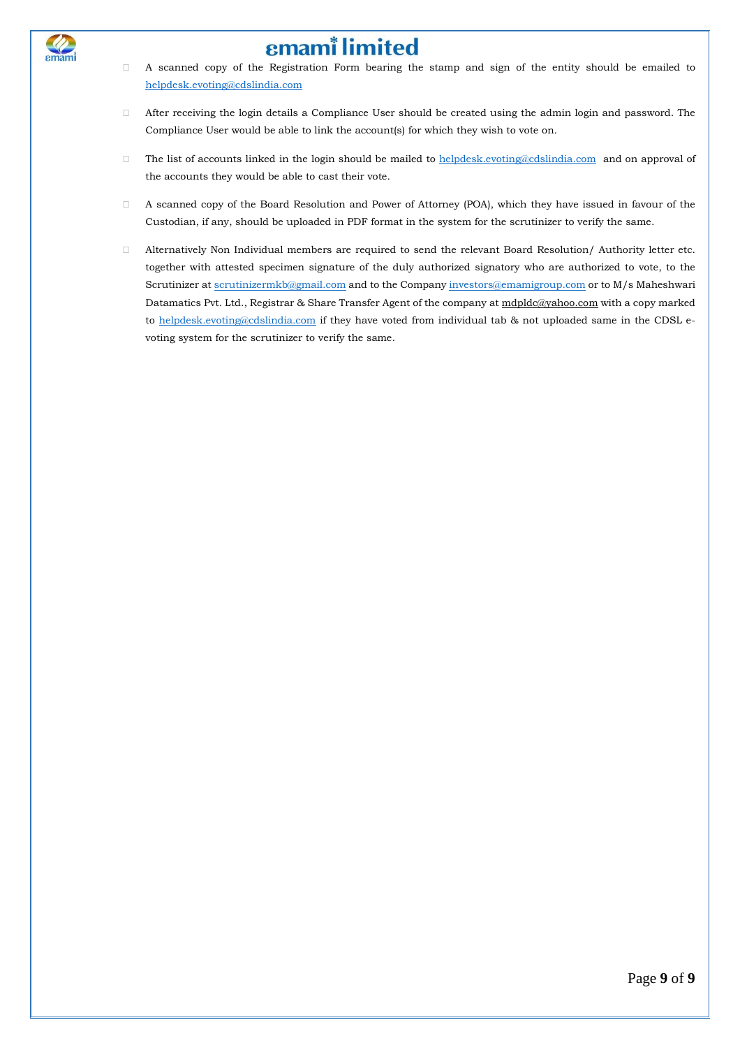- A scanned copy of the Registration Form bearing the stamp and sign of the entity should be emailed to helpdesk.evoting@cdslindia.com

- After receiving the login details a Compliance User should be created using the admin login and password. The Compliance User would be able to link the account(s) for which they wish to vote on.

- The list of accounts linked in the login should be mailed to helpdesk.evoting@cdslindia.com and on approval of the accounts they would be able to cast their vote.

- A scanned copy of the Board Resolution and Power of Attorney (POA), which they have issued in favour of the Custodian, if any, should be uploaded in PDF format in the system for the scrutinizer to verify the same.

- Alternatively Non Individual members are required to send the relevant Board Resolution/ Authority letter etc. together with attested specimen signature of the duly authorized signatory who are authorized to vote, to the Scrutinizer at scrutinizermkb@gmail.com and to the Company investors@emamigroup.com or to M/s Maheshwari Datamatics Pvt. Ltd., Registrar & Share Transfer Agent of the company at mdpldc@yahoo.com with a copy marked to helpdesk.evoting@cdslindia.com if they have voted from individual tab & not uploaded same in the CDSL e-voting system for the scrutinizer to verify the same.